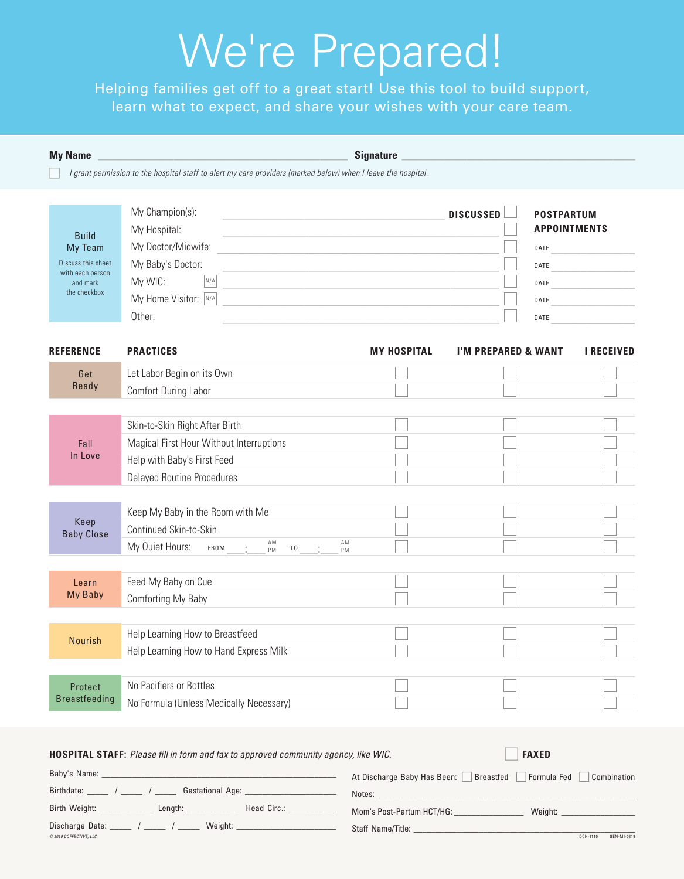# We're Prepared!

Helping families get off to a great start! Use this tool to build support, learn what to expect, and share your wishes with your care team.

**My Name** ______________________________ **Signature** ______________________________

☐ *I grant permission to the hospital staff to alert my care providers (marked below) when I leave the hospital.*

| Build My Team | | DISCUSSED | POSTPARTUM APPOINTMENTS |
|---|---|---|---|
| Discuss this sheet with each person and mark the checkbox | My Champion(s): ______________________ | ☐ | |
| | My Hospital: ______________________ | ☐ | DATE ____________ |
| | My Doctor/Midwife: ______________________ | ☐ | DATE ____________ |
| | My Baby's Doctor: ______________________ | ☐ | DATE ____________ |
| | My WIC: ☐ N/A ______________________ | ☐ | DATE ____________ |
| | My Home Visitor: ☐ N/A ______________________ | ☐ | DATE ____________ |
| | Other: ______________________ | ☐ | DATE ____________ |

| REFERENCE | PRACTICES | MY HOSPITAL | I'M PREPARED & WANT | I RECEIVED |
|---|---|---|---|---|
| Get Ready | Let Labor Begin on its Own | ☐ | ☐ | ☐ |
| | Comfort During Labor | ☐ | ☐ | ☐ |
| Fall In Love | Skin-to-Skin Right After Birth | ☐ | ☐ | ☐ |
| | Magical First Hour Without Interruptions | ☐ | ☐ | ☐ |
| | Help with Baby's First Feed | ☐ | ☐ | ☐ |
| | Delayed Routine Procedures | ☐ | ☐ | ☐ |
| Keep Baby Close | Keep My Baby in the Room with Me | ☐ | ☐ | ☐ |
| | Continued Skin-to-Skin | ☐ | ☐ | ☐ |
| | My Quiet Hours: FROM ___:___ AM/PM TO ___:___ AM/PM | ☐ | ☐ | ☐ |
| Learn My Baby | Feed My Baby on Cue | ☐ | ☐ | ☐ |
| | Comforting My Baby | ☐ | ☐ | ☐ |
| Nourish | Help Learning How to Breastfeed | ☐ | ☐ | ☐ |
| | Help Learning How to Hand Express Milk | ☐ | ☐ | ☐ |
| Protect Breastfeeding | No Pacifiers or Bottles | ☐ | ☐ | ☐ |
| | No Formula (Unless Medically Necessary) | ☐ | ☐ | ☐ |

**HOSPITAL STAFF:** *Please fill in form and fax to approved community agency, like WIC.* ☐ **FAXED**

Baby's Name: ______________________________

Birthdate: _____ / _____ / _____ Gestational Age: ____________________

Birth Weight: ____________ Length: ____________ Head Circ.: ___________

Discharge Date: _____ / _____ / _____ Weight: ________________________

At Discharge Baby Has Been: ☐ Breastfed ☐ Formula Fed ☐ Combination

Notes: ______________________________

Mom's Post-Partum HCT/HG: ________________ Weight: ________________

Staff Name/Title: ______________________________

© 2019 COFFECTIVE, LLC DCH-1110 GEN-MI-0319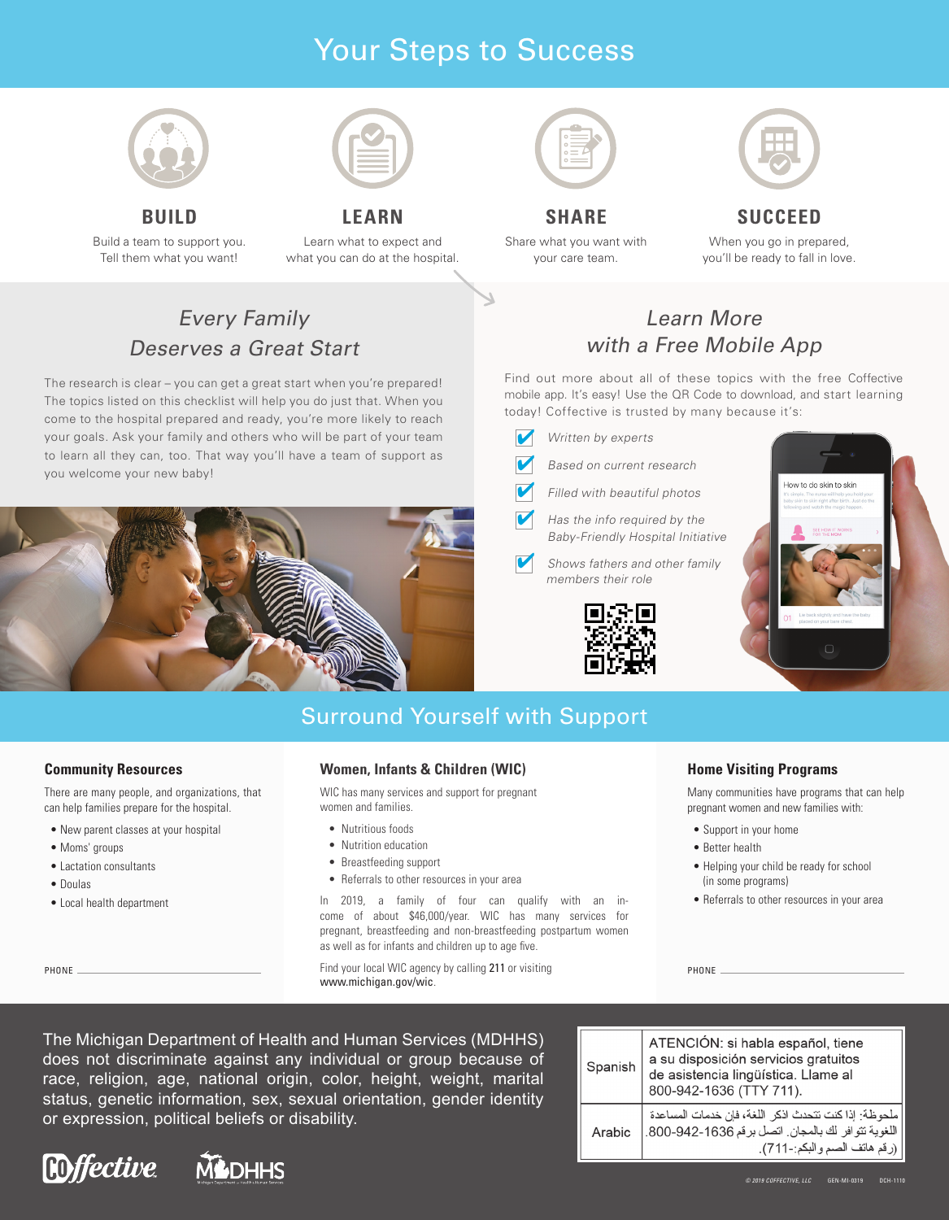# Your Steps to Success

**BUILD**

Build a team to support you. Tell them what you want!

**LEARN**

Learn what to expect and what you can do at the hospital.

**SHARE**

Share what you want with your care team.

**SUCCEED**

When you go in prepared, you'll be ready to fall in love.

## *Every Family Deserves a Great Start*

The research is clear – you can get a great start when you're prepared! The topics listed on this checklist will help you do just that. When you come to the hospital prepared and ready, you're more likely to reach your goals. Ask your family and others who will be part of your team to learn all they can, too. That way you'll have a team of support as you welcome your new baby!

## *Learn More with a Free Mobile App*

Find out more about all of these topics with the free Coffective mobile app. It's easy! Use the QR Code to download, and start learning today! Coffective is trusted by many because it's:

- *Written by experts*
- *Based on current research*
- *Filled with beautiful photos*
- *Has the info required by the Baby-Friendly Hospital Initiative*
- *Shows fathers and other family members their role*

# Surround Yourself with Support

### Community Resources

There are many people, and organizations, that can help families prepare for the hospital.

- New parent classes at your hospital
- Moms' groups
- Lactation consultants
- Doulas
- Local health department

PHONE ____________________

### Women, Infants & Children (WIC)

WIC has many services and support for pregnant women and families.

- Nutritious foods
- Nutrition education
- Breastfeeding support
- Referrals to other resources in your area

In 2019, a family of four can qualify with an income of about $46,000/year. WIC has many services for pregnant, breastfeeding and non-breastfeeding postpartum women as well as for infants and children up to age five.

Find your local WIC agency by calling **211** or visiting **www.michigan.gov/wic**.

### Home Visiting Programs

Many communities have programs that can help pregnant women and new families with:

- Support in your home
- Better health
- Helping your child be ready for school (in some programs)
- Referrals to other resources in your area

PHONE ____________________

The Michigan Department of Health and Human Services (MDHHS) does not discriminate against any individual or group because of race, religion, age, national origin, color, height, weight, marital status, genetic information, sex, sexual orientation, gender identity or expression, political beliefs or disability.

| | |
|---|---|
| Spanish | ATENCIÓN: si habla español, tiene a su disposición servicios gratuitos de asistencia lingüística. Llame al 800-942-1636 (TTY 711). |
| Arabic | ملحوظة: إذا كنت تتحدث اذكر اللغة، فإن خدمات المساعدة اللغوية تتوافر لك بالمجان. اتصل برقم 1636-942-800 (رقم هاتف الصم والبكم: 711-). |

Coffective MDHHS

© 2019 COFFECTIVE, LLC GEN-MI-0319 DCH-1110